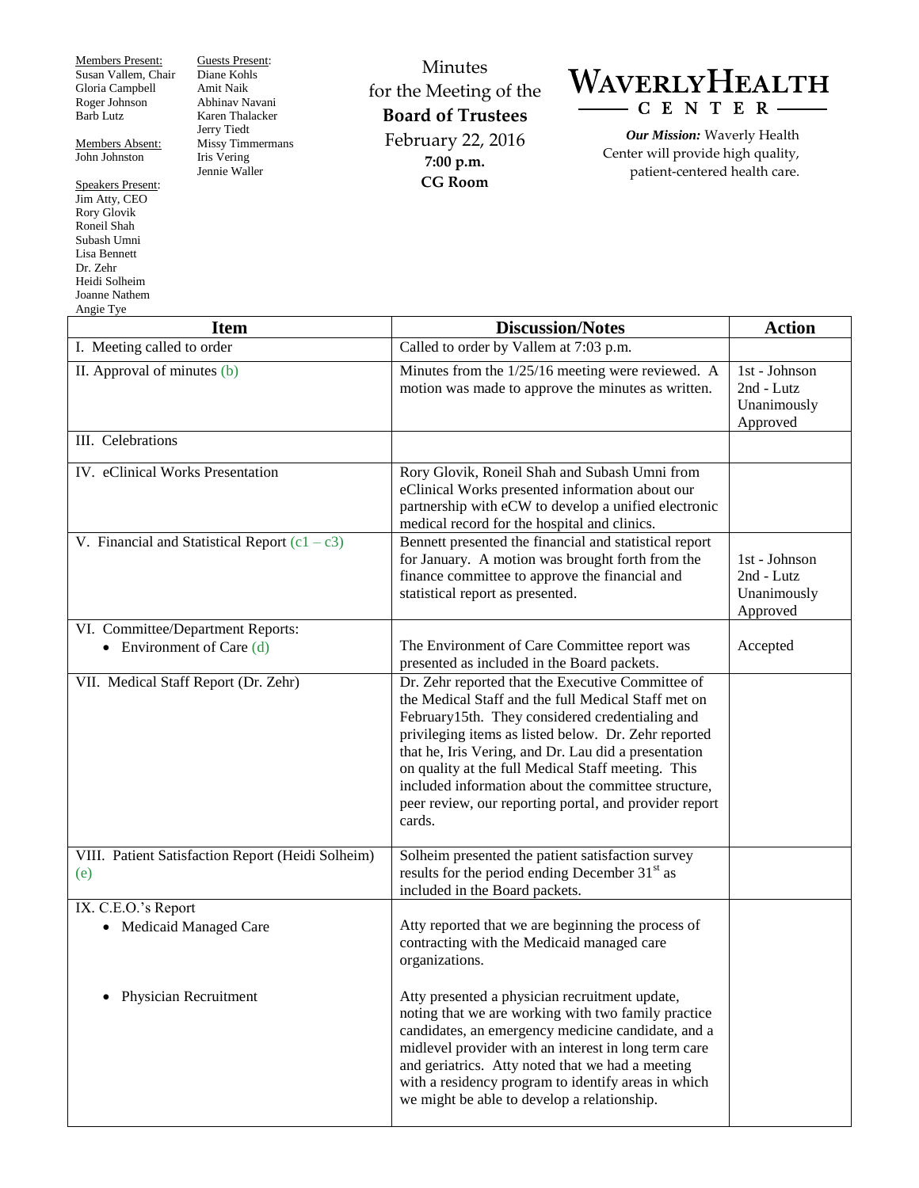Members Present:
Susan Vallem, Chair
Gloria Campbell
Roger Johnson
Barb Lutz

Members Absent:
John Johnston

Speakers Present:
Jim Atty, CEO
Rory Glovik
Roneil Shah
Subash Umni
Lisa Bennett
Dr. Zehr
Heidi Solheim
Joanne Nathem
Angie Tye

Guests Present:
Diane Kohls
Amit Naik
Abhinav Navani
Karen Thalacker
Jerry Tiedt
Missy Timmermans
Iris Vering
Jennie Waller

Minutes
for the Meeting of the
**Board of Trustees**
February 22, 2016
**7:00 p.m.**
**CG Room**

# WAVERLY HEALTH CENTER

***Our Mission:*** Waverly Health Center will provide high quality, patient-centered health care.

| Item | Discussion/Notes | Action |
|---|---|---|
| I. Meeting called to order | Called to order by Vallem at 7:03 p.m. | |
| II. Approval of minutes (b) | Minutes from the 1/25/16 meeting were reviewed. A motion was made to approve the minutes as written. | 1st - Johnson 2nd - Lutz Unanimously Approved |
| III. Celebrations | | |
| IV. eClinical Works Presentation | Rory Glovik, Roneil Shah and Subash Umni from eClinical Works presented information about our partnership with eCW to develop a unified electronic medical record for the hospital and clinics. | |
| V. Financial and Statistical Report (c1 – c3) | Bennett presented the financial and statistical report for January. A motion was brought forth from the finance committee to approve the financial and statistical report as presented. | 1st - Johnson 2nd - Lutz Unanimously Approved |
| VI. Committee/Department Reports: • Environment of Care (d) | The Environment of Care Committee report was presented as included in the Board packets. | Accepted |
| VII. Medical Staff Report (Dr. Zehr) | Dr. Zehr reported that the Executive Committee of the Medical Staff and the full Medical Staff met on February15th. They considered credentialing and privileging items as listed below. Dr. Zehr reported that he, Iris Vering, and Dr. Lau did a presentation on quality at the full Medical Staff meeting. This included information about the committee structure, peer review, our reporting portal, and provider report cards. | |
| VIII. Patient Satisfaction Report (Heidi Solheim) (e) | Solheim presented the patient satisfaction survey results for the period ending December 31st as included in the Board packets. | |
| IX. C.E.O.'s Report • Medicaid Managed Care | Atty reported that we are beginning the process of contracting with the Medicaid managed care organizations. | |
| • Physician Recruitment | Atty presented a physician recruitment update, noting that we are working with two family practice candidates, an emergency medicine candidate, and a midlevel provider with an interest in long term care and geriatrics. Atty noted that we had a meeting with a residency program to identify areas in which we might be able to develop a relationship. | |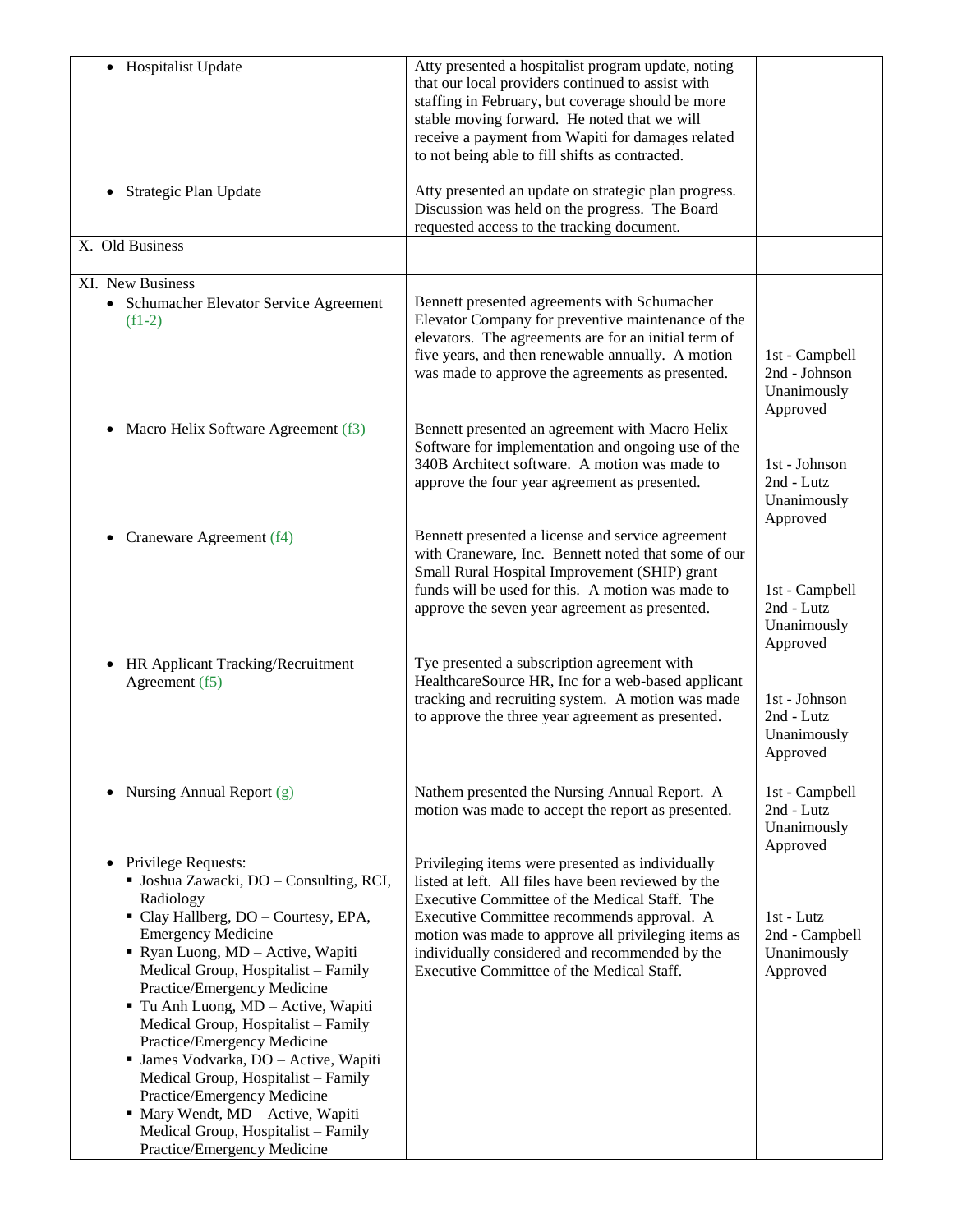| | | |
|---|---|---|
| • Hospitalist Update | Atty presented a hospitalist program update, noting that our local providers continued to assist with staffing in February, but coverage should be more stable moving forward. He noted that we will receive a payment from Wapiti for damages related to not being able to fill shifts as contracted. | |
| • Strategic Plan Update | Atty presented an update on strategic plan progress. Discussion was held on the progress. The Board requested access to the tracking document. | |
| X. Old Business | | |
| XI. New Business<br>• Schumacher Elevator Service Agreement (f1-2) | Bennett presented agreements with Schumacher Elevator Company for preventive maintenance of the elevators. The agreements are for an initial term of five years, and then renewable annually. A motion was made to approve the agreements as presented. | 1st - Campbell<br>2nd - Johnson<br>Unanimously Approved |
| • Macro Helix Software Agreement (f3) | Bennett presented an agreement with Macro Helix Software for implementation and ongoing use of the 340B Architect software. A motion was made to approve the four year agreement as presented. | 1st - Johnson<br>2nd - Lutz<br>Unanimously Approved |
| • Craneware Agreement (f4) | Bennett presented a license and service agreement with Craneware, Inc. Bennett noted that some of our Small Rural Hospital Improvement (SHIP) grant funds will be used for this. A motion was made to approve the seven year agreement as presented. | 1st - Campbell<br>2nd - Lutz<br>Unanimously Approved |
| • HR Applicant Tracking/Recruitment Agreement (f5) | Tye presented a subscription agreement with HealthcareSource HR, Inc for a web-based applicant tracking and recruiting system. A motion was made to approve the three year agreement as presented. | 1st - Johnson<br>2nd - Lutz<br>Unanimously Approved |
| • Nursing Annual Report (g) | Nathem presented the Nursing Annual Report. A motion was made to accept the report as presented. | 1st - Campbell<br>2nd - Lutz<br>Unanimously Approved |
| • Privilege Requests:<br>▪ Joshua Zawacki, DO – Consulting, RCI, Radiology<br>▪ Clay Hallberg, DO – Courtesy, EPA, Emergency Medicine<br>▪ Ryan Luong, MD – Active, Wapiti Medical Group, Hospitalist – Family Practice/Emergency Medicine<br>▪ Tu Anh Luong, MD – Active, Wapiti Medical Group, Hospitalist – Family Practice/Emergency Medicine<br>▪ James Vodvarka, DO – Active, Wapiti Medical Group, Hospitalist – Family Practice/Emergency Medicine<br>▪ Mary Wendt, MD – Active, Wapiti Medical Group, Hospitalist – Family Practice/Emergency Medicine | Privileging items were presented as individually listed at left. All files have been reviewed by the Executive Committee of the Medical Staff. The Executive Committee recommends approval. A motion was made to approve all privileging items as individually considered and recommended by the Executive Committee of the Medical Staff. | 1st - Lutz<br>2nd - Campbell<br>Unanimously Approved |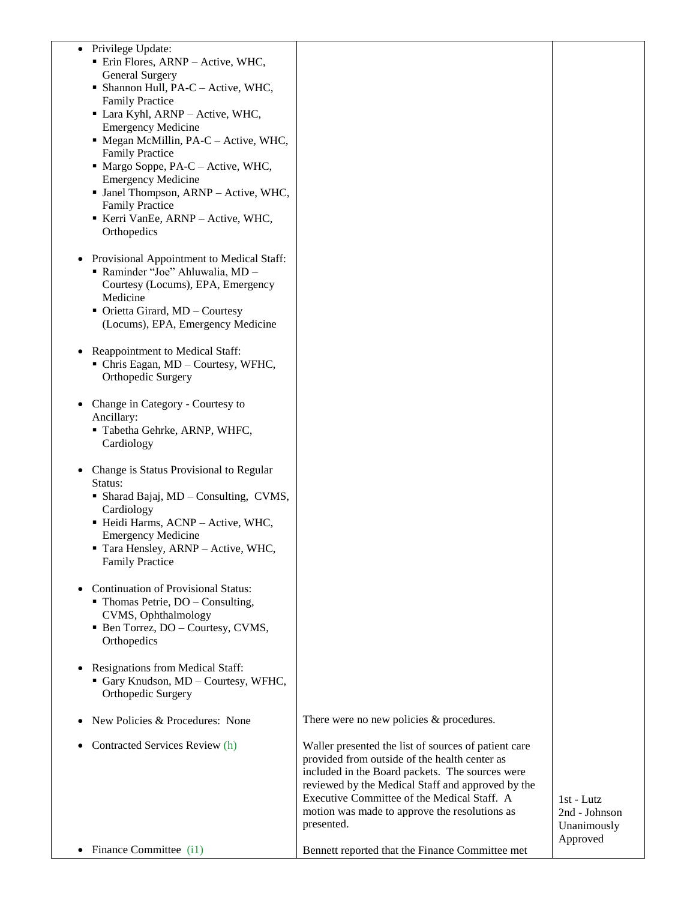| | | |
|---|---|---|
| • Privilege Update:<br>▪ Erin Flores, ARNP – Active, WHC, General Surgery<br>▪ Shannon Hull, PA-C – Active, WHC, Family Practice<br>▪ Lara Kyhl, ARNP – Active, WHC, Emergency Medicine<br>▪ Megan McMillin, PA-C – Active, WHC, Family Practice<br>▪ Margo Soppe, PA-C – Active, WHC, Emergency Medicine<br>▪ Janel Thompson, ARNP – Active, WHC, Family Practice<br>▪ Kerri VanEe, ARNP – Active, WHC, Orthopedics<br><br>• Provisional Appointment to Medical Staff:<br>▪ Raminder "Joe" Ahluwalia, MD – Courtesy (Locums), EPA, Emergency Medicine<br>▪ Orietta Girard, MD – Courtesy (Locums), EPA, Emergency Medicine<br><br>• Reappointment to Medical Staff:<br>▪ Chris Eagan, MD – Courtesy, WFHC, Orthopedic Surgery<br><br>• Change in Category - Courtesy to Ancillary:<br>▪ Tabetha Gehrke, ARNP, WHFC, Cardiology<br><br>• Change is Status Provisional to Regular Status:<br>▪ Sharad Bajaj, MD – Consulting, CVMS, Cardiology<br>▪ Heidi Harms, ACNP – Active, WHC, Emergency Medicine<br>▪ Tara Hensley, ARNP – Active, WHC, Family Practice<br><br>• Continuation of Provisional Status:<br>▪ Thomas Petrie, DO – Consulting, CVMS, Ophthalmology<br>▪ Ben Torrez, DO – Courtesy, CVMS, Orthopedics<br><br>• Resignations from Medical Staff:<br>▪ Gary Knudson, MD – Courtesy, WFHC, Orthopedic Surgery | | |
| • New Policies & Procedures: None | There were no new policies & procedures. | |
| • Contracted Services Review (h) | Waller presented the list of sources of patient care provided from outside of the health center as included in the Board packets. The sources were reviewed by the Medical Staff and approved by the Executive Committee of the Medical Staff. A motion was made to approve the resolutions as presented. | 1st - Lutz<br>2nd - Johnson<br>Unanimously Approved |
| • Finance Committee (i1) | Bennett reported that the Finance Committee met | |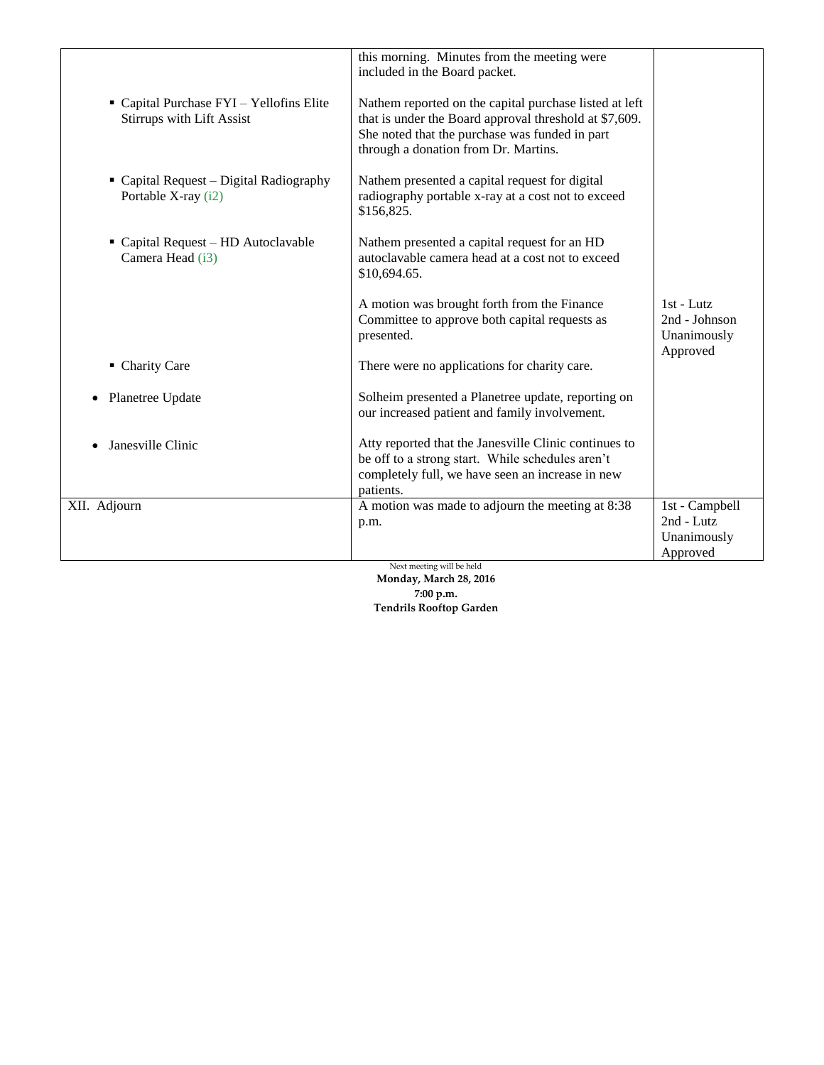| | | |
|---|---|---|
| | this morning. Minutes from the meeting were included in the Board packet. | |
| ▪ Capital Purchase FYI – Yellofins Elite Stirrups with Lift Assist | Nathem reported on the capital purchase listed at left that is under the Board approval threshold at $7,609. She noted that the purchase was funded in part through a donation from Dr. Martins. | |
| ▪ Capital Request – Digital Radiography Portable X-ray (i2) | Nathem presented a capital request for digital radiography portable x-ray at a cost not to exceed $156,825. | |
| ▪ Capital Request – HD Autoclavable Camera Head (i3) | Nathem presented a capital request for an HD autoclavable camera head at a cost not to exceed $10,694.65. | |
| | A motion was brought forth from the Finance Committee to approve both capital requests as presented. | 1st - Lutz<br>2nd - Johnson<br>Unanimously Approved |
| ▪ Charity Care | There were no applications for charity care. | |
| • Planetree Update | Solheim presented a Planetree update, reporting on our increased patient and family involvement. | |
| • Janesville Clinic | Atty reported that the Janesville Clinic continues to be off to a strong start. While schedules aren't completely full, we have seen an increase in new patients. | |
| XII. Adjourn | A motion was made to adjourn the meeting at 8:38 p.m. | 1st - Campbell<br>2nd - Lutz<br>Unanimously Approved |

Next meeting will be held

**Monday, March 28, 2016**

**7:00 p.m.**

**Tendrils Rooftop Garden**